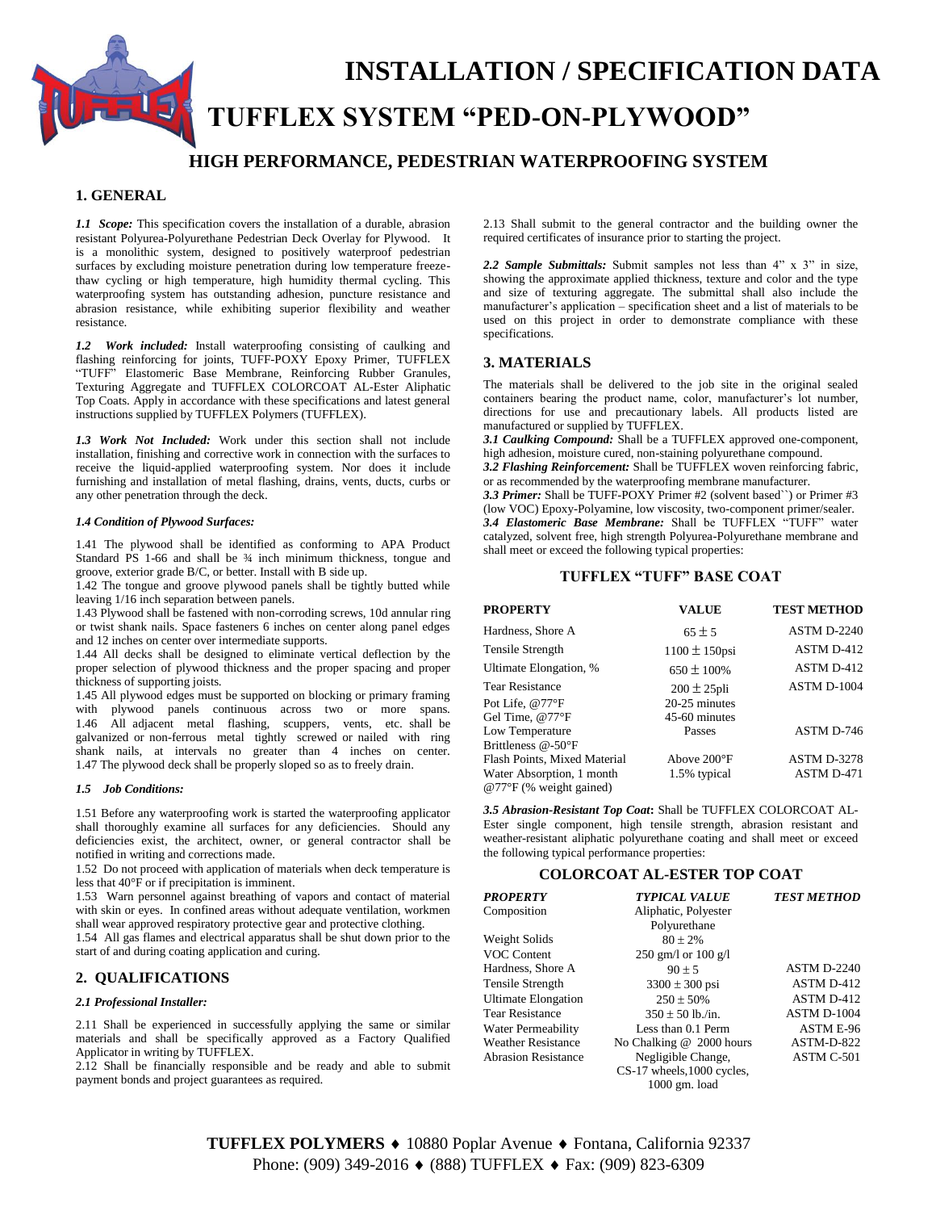# INSTALLATION / SPECIFICATION DATA

# TUFFLEX SYSTEM "PED-ON-PLYWOOD"

## HIGH PERFORMANCE, PEDESTRIAN WATERPROOFING SYSTEM

### 1. GENERAL

***1.1 Scope:*** This specification covers the installation of a durable, abrasion resistant Polyurea-Polyurethane Pedestrian Deck Overlay for Plywood. It is a monolithic system, designed to positively waterproof pedestrian surfaces by excluding moisture penetration during low temperature freeze-thaw cycling or high temperature, high humidity thermal cycling. This waterproofing system has outstanding adhesion, puncture resistance and abrasion resistance, while exhibiting superior flexibility and weather resistance.

***1.2 Work included:*** Install waterproofing consisting of caulking and flashing reinforcing for joints, TUFF-POXY Epoxy Primer, TUFFLEX "TUFF" Elastomeric Base Membrane, Reinforcing Rubber Granules, Texturing Aggregate and TUFFLEX COLORCOAT AL-Ester Aliphatic Top Coats. Apply in accordance with these specifications and latest general instructions supplied by TUFFLEX Polymers (TUFFLEX).

***1.3 Work Not Included:*** Work under this section shall not include installation, finishing and corrective work in connection with the surfaces to receive the liquid-applied waterproofing system. Nor does it include furnishing and installation of metal flashing, drains, vents, ducts, curbs or any other penetration through the deck.

***1.4 Condition of Plywood Surfaces:***

1.41 The plywood shall be identified as conforming to APA Product Standard PS 1-66 and shall be ¾ inch minimum thickness, tongue and groove, exterior grade B/C, or better. Install with B side up.
1.42 The tongue and groove plywood panels shall be tightly butted while leaving 1/16 inch separation between panels.
1.43 Plywood shall be fastened with non-corroding screws, 10d annular ring or twist shank nails. Space fasteners 6 inches on center along panel edges and 12 inches on center over intermediate supports.
1.44 All decks shall be designed to eliminate vertical deflection by the proper selection of plywood thickness and the proper spacing and proper thickness of supporting joists.
1.45 All plywood edges must be supported on blocking or primary framing with plywood panels continuous across two or more spans.
1.46 All adjacent metal flashing, scuppers, vents, etc. shall be galvanized or non-ferrous metal tightly screwed or nailed with ring shank nails, at intervals no greater than 4 inches on center.
1.47 The plywood deck shall be properly sloped so as to freely drain.

***1.5 Job Conditions:***

1.51 Before any waterproofing work is started the waterproofing applicator shall thoroughly examine all surfaces for any deficiencies. Should any deficiencies exist, the architect, owner, or general contractor shall be notified in writing and corrections made.
1.52 Do not proceed with application of materials when deck temperature is less that 40°F or if precipitation is imminent.
1.53 Warn personnel against breathing of vapors and contact of material with skin or eyes. In confined areas without adequate ventilation, workmen shall wear approved respiratory protective gear and protective clothing.
1.54 All gas flames and electrical apparatus shall be shut down prior to the start of and during coating application and curing.

### 2. QUALIFICATIONS

***2.1 Professional Installer:***

2.11 Shall be experienced in successfully applying the same or similar materials and shall be specifically approved as a Factory Qualified Applicator in writing by TUFFLEX.
2.12 Shall be financially responsible and be ready and able to submit payment bonds and project guarantees as required.
2.13 Shall submit to the general contractor and the building owner the required certificates of insurance prior to starting the project.

***2.2 Sample Submittals:*** Submit samples not less than 4" x 3" in size, showing the approximate applied thickness, texture and color and the type and size of texturing aggregate. The submittal shall also include the manufacturer's application – specification sheet and a list of materials to be used on this project in order to demonstrate compliance with these specifications.

### 3. MATERIALS

The materials shall be delivered to the job site in the original sealed containers bearing the product name, color, manufacturer's lot number, directions for use and precautionary labels. All products listed are manufactured or supplied by TUFFLEX.

***3.1 Caulking Compound:*** Shall be a TUFFLEX approved one-component, high adhesion, moisture cured, non-staining polyurethane compound.
***3.2 Flashing Reinforcement:*** Shall be TUFFLEX woven reinforcing fabric, or as recommended by the waterproofing membrane manufacturer.
***3.3 Primer:*** Shall be TUFF-POXY Primer #2 (solvent based``) or Primer #3 (low VOC) Epoxy-Polyamine, low viscosity, two-component primer/sealer.
***3.4 Elastomeric Base Membrane:*** Shall be TUFFLEX "TUFF" water catalyzed, solvent free, high strength Polyurea-Polyurethane membrane and shall meet or exceed the following typical properties:

#### TUFFLEX "TUFF" BASE COAT

| PROPERTY | VALUE | TEST METHOD |
|---|---|---|
| Hardness, Shore A | 65 ± 5 | ASTM D-2240 |
| Tensile Strength | 1100 ± 150psi | ASTM D-412 |
| Ultimate Elongation, % | 650 ± 100% | ASTM D-412 |
| Tear Resistance | 200 ± 25pli | ASTM D-1004 |
| Pot Life, @77°F | 20-25 minutes | |
| Gel Time, @77°F | 45-60 minutes | |
| Low Temperature Brittleness @-50°F | Passes | ASTM D-746 |
| Flash Points, Mixed Material | Above 200°F | ASTM D-3278 |
| Water Absorption, 1 month @77°F (% weight gained) | 1.5% typical | ASTM D-471 |

***3.5 Abrasion-Resistant Top Coat*:** Shall be TUFFLEX COLORCOAT AL-Ester single component, high tensile strength, abrasion resistant and weather-resistant aliphatic polyurethane coating and shall meet or exceed the following typical performance properties:

#### COLORCOAT AL-ESTER TOP COAT

| *PROPERTY* | *TYPICAL VALUE* | *TEST METHOD* |
|---|---|---|
| Composition | Aliphatic, Polyester Polyurethane | |
| Weight Solids | 80 ± 2% | |
| VOC Content | 250 gm/l or 100 g/l | |
| Hardness, Shore A | 90 ± 5 | ASTM D-2240 |
| Tensile Strength | 3300 ± 300 psi | ASTM D-412 |
| Ultimate Elongation | 250 ± 50% | ASTM D-412 |
| Tear Resistance | 350 ± 50 lb./in. | ASTM D-1004 |
| Water Permeability | Less than 0.1 Perm | ASTM E-96 |
| Weather Resistance | No Chalking @ 2000 hours | ASTM-D-822 |
| Abrasion Resistance | Negligible Change, CS-17 wheels,1000 cycles, 1000 gm. load | ASTM C-501 |

**TUFFLEX POLYMERS** ♦ 10880 Poplar Avenue ♦ Fontana, California 92337
Phone: (909) 349-2016 ♦ (888) TUFFLEX ♦ Fax: (909) 823-6309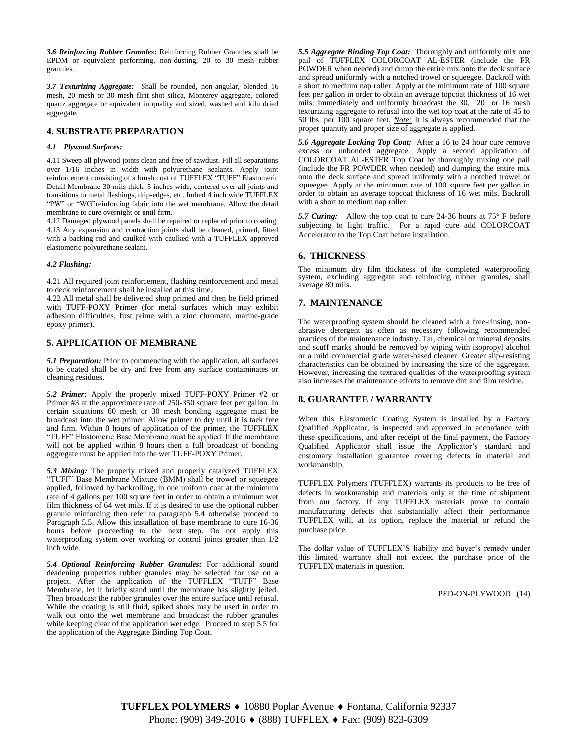***3.6 Reinforcing Rubber Granules*****:** Reinforcing Rubber Granules shall be EPDM or equivalent performing, non-dusting, 20 to 30 mesh rubber granules.

***3.7 Texturizing Aggregate:*** Shall be rounded, non-angular, blended 16 mesh, 20 mesh or 30 mesh flint shot silica, Monterey aggregate, colored quartz aggregate or equivalent in quality and sized, washed and kiln dried aggregate.

## 4. SUBSTRATE PREPARATION

#### *4.1 Plywood Surfaces:*

4.11 Sweep all plywood joints clean and free of sawdust. Fill all separations over 1/16 inches in width with polyurethane sealants. Apply joint reinforcement consisting of a brush coat of TUFFLEX "TUFF" Elastomeric Detail Membrane 30 mils thick, 5 inches wide, centered over all joints and transitions to metal flashings, drip-edges, etc. Imbed 4 inch wide TUFFLEX "PW" or "WG"reinforcing fabric into the wet membrane. Allow the detail membrane to cure overnight or until firm.
4.12 Damaged plywood panels shall be repaired or replaced prior to coating.
4.13 Any expansion and contraction joints shall be cleaned, primed, fitted with a backing rod and caulked with caulked with a TUFFLEX approved elastomeric polyurethane sealant.

#### *4.2 Flashing:*

4.21 All required joint reinforcement, flashing reinforcement and metal to deck reinforcement shall be installed at this time.
4.22 All metal shall be delivered shop primed and then be field primed with TUFF-POXY Primer (for metal surfaces which may exhibit adhesion difficulties, first prime with a zinc chromate, marine-grade epoxy primer).

## 5. APPLICATION OF MEMBRANE

***5.1 Preparation:*** Prior to commencing with the application, all surfaces to be coated shall be dry and free from any surface contaminates or cleaning residues.

***5.2 Primer:*** Apply the properly mixed TUFF-POXY Primer #2 or Primer #3 at the approximate rate of 250-350 square feet per gallon. In certain situations 60 mesh or 30 mesh bonding aggregate must be broadcast into the wet primer. Allow primer to dry until it is tack free and firm. Within 8 hours of application of the primer, the TUFFLEX "TUFF" Elastomeric Base Membrane must be applied. If the membrane will not be applied within 8 hours then a full broadcast of bonding aggregate must be applied into the wet TUFF-POXY Primer.

***5.3 Mixing:*** The properly mixed and properly catalyzed TUFFLEX "TUFF" Base Membrane Mixture (BMM) shall be trowel or squeegee applied, followed by backrolling, in one uniform coat at the minimum rate of 4 gallons per 100 square feet in order to obtain a minimum wet film thickness of 64 wet mils. If it is desired to use the optional rubber granule reinforcing then refer to paragraph 5.4 otherwise proceed to Paragraph 5.5. Allow this installation of base membrane to cure 16-36 hours before proceeding to the next step. Do not apply this waterproofing system over working or control joints greater than 1/2 inch wide.

***5.4 Optional Reinforcing Rubber Granules:*** For additional sound deadening properties rubber granules may be selected for use on a project. After the application of the TUFFLEX "TUFF" Base Membrane, let it briefly stand until the membrane has slightly jelled. Then broadcast the rubber granules over the entire surface until refusal. While the coating is still fluid, spiked shoes may be used in order to walk out onto the wet membrane and broadcast the rubber granules while keeping clear of the application wet edge. Proceed to step 5.5 for the application of the Aggregate Binding Top Coat.

***5.5 Aggregate Binding Top Coat:*** Thoroughly and uniformly mix one pail of TUFFLEX COLORCOAT AL-ESTER (include the FR POWDER when needed) and dump the entire mix onto the deck surface and spread uniformly with a notched trowel or squeegee. Backroll with a short to medium nap roller. Apply at the minimum rate of 100 square feet per gallon in order to obtain an average topcoat thickness of 16 wet mils. Immediately and uniformly broadcast the 30, 20 or 16 mesh texturizing aggregate to refusal into the wet top coat at the rate of 45 to 50 lbs. per 100 square feet. ***Note:*** It is always recommended that the proper quantity and proper size of aggregate is applied.

***5.6 Aggregate Locking Top Coat:*** After a 16 to 24 hour cure remove excess or unbonded aggregate. Apply a second application of COLORCOAT AL-ESTER Top Coat by thoroughly mixing one pail (include the FR POWDER when needed) and dumping the entire mix onto the deck surface and spread uniformly with a notched trowel or squeegee. Apply at the minimum rate of 100 square feet per gallon in order to obtain an average topcoat thickness of 16 wet mils. Backroll with a short to medium nap roller.

***5.7 Curing:*** Allow the top coat to cure 24-36 hours at 75° F before subjecting to light traffic. For a rapid cure add COLORCOAT Accelerator to the Top Coat before installation.

## 6. THICKNESS

The minimum dry film thickness of the completed waterproofing system, excluding aggregate and reinforcing rubber granules, shall average 80 mils.

## 7. MAINTENANCE

The waterproofing system should be cleaned with a free-rinsing, non-abrasive detergent as often as necessary following recommended practices of the maintenance industry. Tar, chemical or mineral deposits and scuff marks should be removed by wiping with isopropyl alcohol or a mild commercial grade water-based cleaner. Greater slip-resisting characteristics can be obtained by increasing the size of the aggregate. However, increasing the textured qualities of the waterproofing system also increases the maintenance efforts to remove dirt and film residue.

## 8. GUARANTEE / WARRANTY

When this Elastomeric Coating System is installed by a Factory Qualified Applicator, is inspected and approved in accordance with these specifications, and after receipt of the final payment, the Factory Qualified Applicator shall issue the Applicator's standard and customary installation guarantee covering defects in material and workmanship.

TUFFLEX Polymers (TUFFLEX) warrants its products to be free of defects in workmanship and materials only at the time of shipment from our factory. If any TUFFLEX materials prove to contain manufacturing defects that substantially affect their performance TUFFLEX will, at its option, replace the material or refund the purchase price.

The dollar value of TUFFLEX'S liability and buyer's remedy under this limited warranty shall not exceed the purchase price of the TUFFLEX materials in question.

PED-ON-PLYWOOD (14)

**TUFFLEX POLYMERS** ♦ 10880 Poplar Avenue ♦ Fontana, California 92337
Phone: (909) 349-2016 ♦ (888) TUFFLEX ♦ Fax: (909) 823-6309